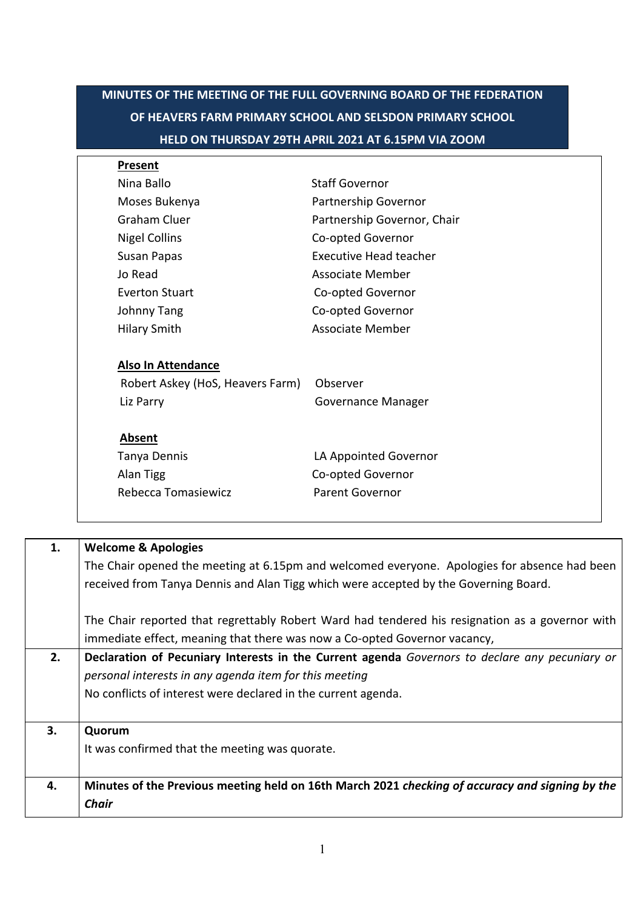# MINUTES OF THE MEETING OF THE FULL GOVERNING BOARD OF THE FEDERATION OF HEAVERS FARM PRIMARY SCHOOL AND SELSDON PRIMARY SCHOOL HELD ON THURSDAY 29TH APRIL 2021 AT 6.15PM VIA ZOOM

**Present**

| | |
|---|---|
| Nina Ballo | Staff Governor |
| Moses Bukenya | Partnership Governor |
| Graham Cluer | Partnership Governor, Chair |
| Nigel Collins | Co-opted Governor |
| Susan Papas | Executive Head teacher |
| Jo Read | Associate Member |
| Everton Stuart | Co-opted Governor |
| Johnny Tang | Co-opted Governor |
| Hilary Smith | Associate Member |

**Also In Attendance**

| | |
|---|---|
| Robert Askey (HoS, Heavers Farm) | Observer |
| Liz Parry | Governance Manager |

**Absent**

| | |
|---|---|
| Tanya Dennis | LA Appointed Governor |
| Alan Tigg | Co-opted Governor |
| Rebecca Tomasiewicz | Parent Governor |

| | |
|---|---|
| **1.** | **Welcome & Apologies**<br>The Chair opened the meeting at 6.15pm and welcomed everyone. Apologies for absence had been received from Tanya Dennis and Alan Tigg which were accepted by the Governing Board.<br><br>The Chair reported that regrettably Robert Ward had tendered his resignation as a governor with immediate effect, meaning that there was now a Co-opted Governor vacancy, |
| **2.** | **Declaration of Pecuniary Interests in the Current agenda** *Governors to declare any pecuniary or personal interests in any agenda item for this meeting*<br>No conflicts of interest were declared in the current agenda. |
| **3.** | **Quorum**<br>It was confirmed that the meeting was quorate. |
| **4.** | **Minutes of the Previous meeting held on 16th March 2021** ***checking of accuracy and signing by the Chair*** |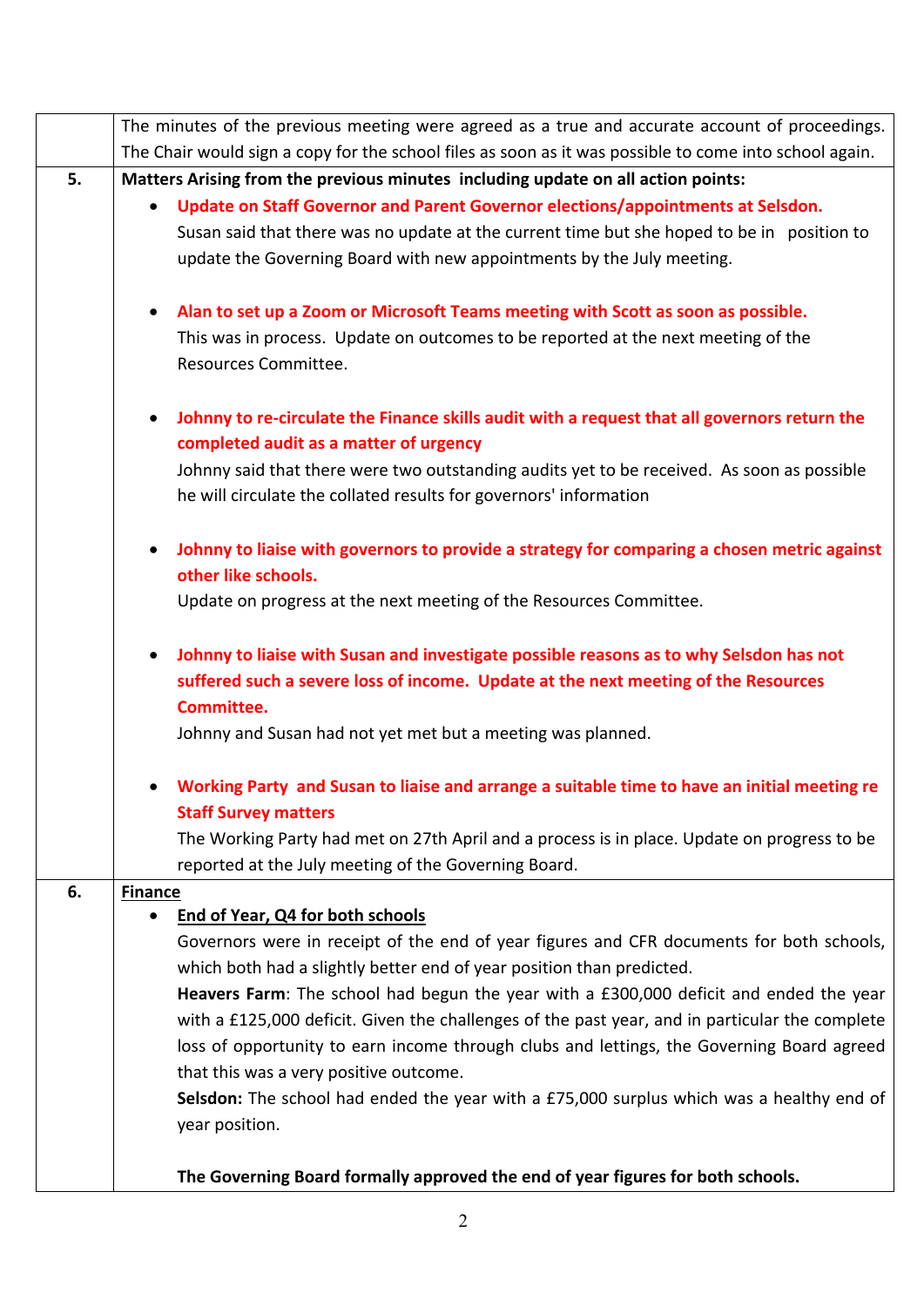| | |
|---|---|
| | The minutes of the previous meeting were agreed as a true and accurate account of proceedings. The Chair would sign a copy for the school files as soon as it was possible to come into school again. |
| **5.** | **Matters Arising from the previous minutes including update on all action points:**<br><br>• **Update on Staff Governor and Parent Governor elections/appointments at Selsdon.**<br>Susan said that there was no update at the current time but she hoped to be in position to update the Governing Board with new appointments by the July meeting.<br><br>• **Alan to set up a Zoom or Microsoft Teams meeting with Scott as soon as possible.**<br>This was in process. Update on outcomes to be reported at the next meeting of the Resources Committee.<br><br>• **Johnny to re-circulate the Finance skills audit with a request that all governors return the completed audit as a matter of urgency**<br>Johnny said that there were two outstanding audits yet to be received. As soon as possible he will circulate the collated results for governors' information<br><br>• **Johnny to liaise with governors to provide a strategy for comparing a chosen metric against other like schools.**<br>Update on progress at the next meeting of the Resources Committee.<br><br>• **Johnny to liaise with Susan and investigate possible reasons as to why Selsdon has not suffered such a severe loss of income. Update at the next meeting of the Resources Committee.**<br>Johnny and Susan had not yet met but a meeting was planned.<br><br>• **Working Party and Susan to liaise and arrange a suitable time to have an initial meeting re Staff Survey matters**<br>The Working Party had met on 27th April and a process is in place. Update on progress to be reported at the July meeting of the Governing Board. |
| **6.** | **Finance**<br><br>• **End of Year, Q4 for both schools**<br>Governors were in receipt of the end of year figures and CFR documents for both schools, which both had a slightly better end of year position than predicted.<br>**Heavers Farm**: The school had begun the year with a £300,000 deficit and ended the year with a £125,000 deficit. Given the challenges of the past year, and in particular the complete loss of opportunity to earn income through clubs and lettings, the Governing Board agreed that this was a very positive outcome.<br>**Selsdon:** The school had ended the year with a £75,000 surplus which was a healthy end of year position.<br><br>**The Governing Board formally approved the end of year figures for both schools.** |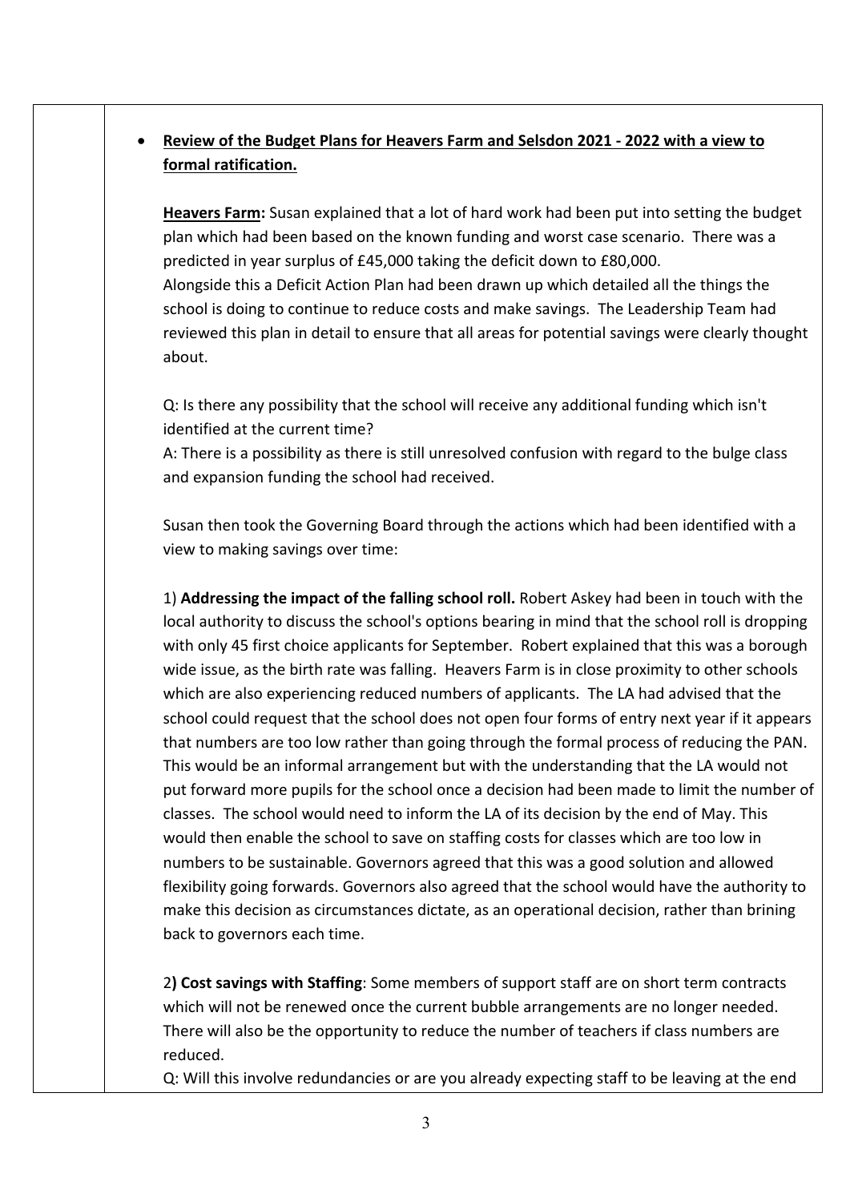- **Review of the Budget Plans for Heavers Farm and Selsdon 2021 - 2022 with a view to formal ratification.**

**Heavers Farm:** Susan explained that a lot of hard work had been put into setting the budget plan which had been based on the known funding and worst case scenario. There was a predicted in year surplus of £45,000 taking the deficit down to £80,000.
Alongside this a Deficit Action Plan had been drawn up which detailed all the things the school is doing to continue to reduce costs and make savings. The Leadership Team had reviewed this plan in detail to ensure that all areas for potential savings were clearly thought about.

Q: Is there any possibility that the school will receive any additional funding which isn't identified at the current time?
A: There is a possibility as there is still unresolved confusion with regard to the bulge class and expansion funding the school had received.

Susan then took the Governing Board through the actions which had been identified with a view to making savings over time:

1) **Addressing the impact of the falling school roll.** Robert Askey had been in touch with the local authority to discuss the school's options bearing in mind that the school roll is dropping with only 45 first choice applicants for September. Robert explained that this was a borough wide issue, as the birth rate was falling. Heavers Farm is in close proximity to other schools which are also experiencing reduced numbers of applicants. The LA had advised that the school could request that the school does not open four forms of entry next year if it appears that numbers are too low rather than going through the formal process of reducing the PAN. This would be an informal arrangement but with the understanding that the LA would not put forward more pupils for the school once a decision had been made to limit the number of classes. The school would need to inform the LA of its decision by the end of May. This would then enable the school to save on staffing costs for classes which are too low in numbers to be sustainable. Governors agreed that this was a good solution and allowed flexibility going forwards. Governors also agreed that the school would have the authority to make this decision as circumstances dictate, as an operational decision, rather than brining back to governors each time.

2**) Cost savings with Staffing**: Some members of support staff are on short term contracts which will not be renewed once the current bubble arrangements are no longer needed. There will also be the opportunity to reduce the number of teachers if class numbers are reduced.
Q: Will this involve redundancies or are you already expecting staff to be leaving at the end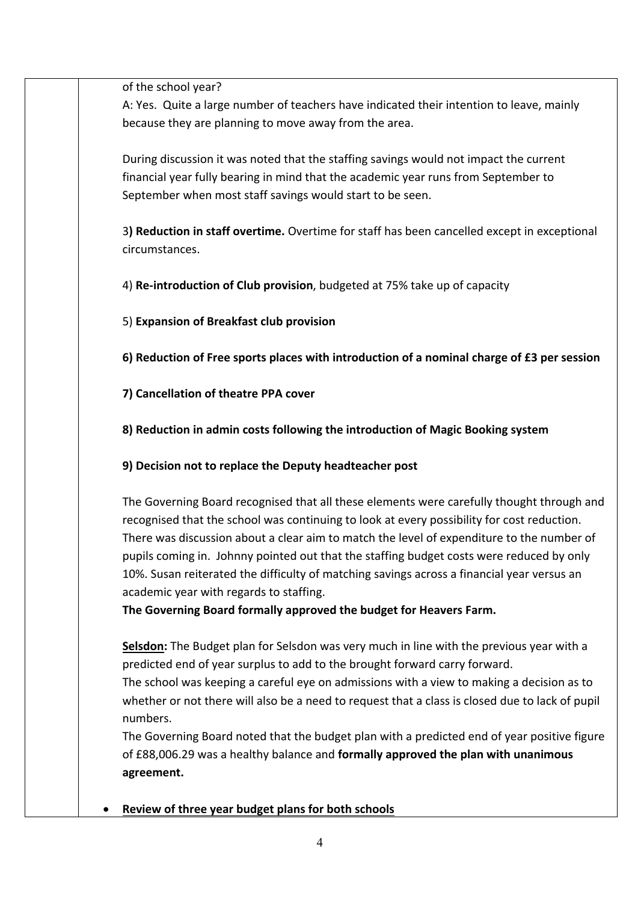of the school year?

A: Yes. Quite a large number of teachers have indicated their intention to leave, mainly because they are planning to move away from the area.

During discussion it was noted that the staffing savings would not impact the current financial year fully bearing in mind that the academic year runs from September to September when most staff savings would start to be seen.

3**) Reduction in staff overtime.** Overtime for staff has been cancelled except in exceptional circumstances.

4) **Re-introduction of Club provision**, budgeted at 75% take up of capacity

5) **Expansion of Breakfast club provision**

**6) Reduction of Free sports places with introduction of a nominal charge of £3 per session**

**7) Cancellation of theatre PPA cover**

**8) Reduction in admin costs following the introduction of Magic Booking system**

**9) Decision not to replace the Deputy headteacher post**

The Governing Board recognised that all these elements were carefully thought through and recognised that the school was continuing to look at every possibility for cost reduction. There was discussion about a clear aim to match the level of expenditure to the number of pupils coming in. Johnny pointed out that the staffing budget costs were reduced by only 10%. Susan reiterated the difficulty of matching savings across a financial year versus an academic year with regards to staffing.

**The Governing Board formally approved the budget for Heavers Farm.**

**Selsdon:** The Budget plan for Selsdon was very much in line with the previous year with a predicted end of year surplus to add to the brought forward carry forward.

The school was keeping a careful eye on admissions with a view to making a decision as to whether or not there will also be a need to request that a class is closed due to lack of pupil numbers.

The Governing Board noted that the budget plan with a predicted end of year positive figure of £88,006.29 was a healthy balance and **formally approved the plan with unanimous agreement.**

- **Review of three year budget plans for both schools**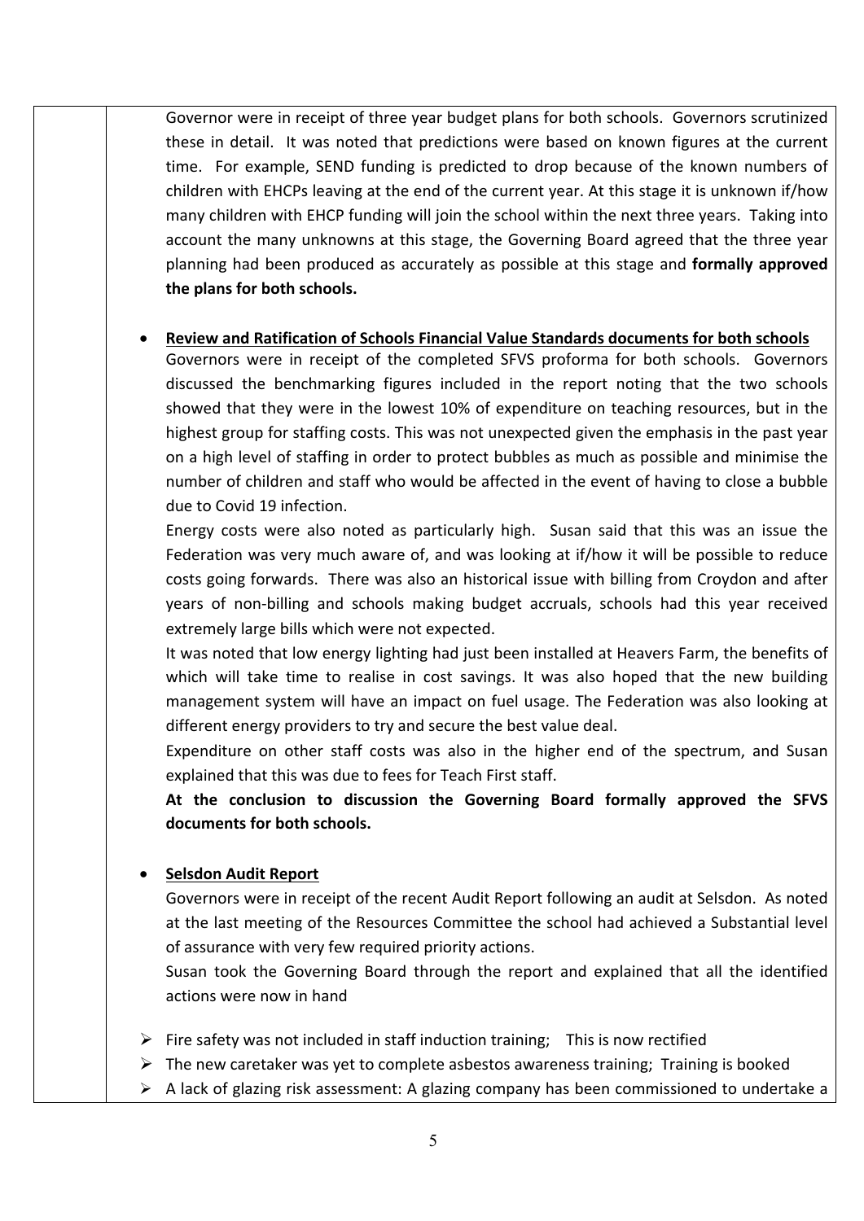Governor were in receipt of three year budget plans for both schools. Governors scrutinized these in detail. It was noted that predictions were based on known figures at the current time. For example, SEND funding is predicted to drop because of the known numbers of children with EHCPs leaving at the end of the current year. At this stage it is unknown if/how many children with EHCP funding will join the school within the next three years. Taking into account the many unknowns at this stage, the Governing Board agreed that the three year planning had been produced as accurately as possible at this stage and **formally approved the plans for both schools.**

- **Review and Ratification of Schools Financial Value Standards documents for both schools**

Governors were in receipt of the completed SFVS proforma for both schools. Governors discussed the benchmarking figures included in the report noting that the two schools showed that they were in the lowest 10% of expenditure on teaching resources, but in the highest group for staffing costs. This was not unexpected given the emphasis in the past year on a high level of staffing in order to protect bubbles as much as possible and minimise the number of children and staff who would be affected in the event of having to close a bubble due to Covid 19 infection.

Energy costs were also noted as particularly high. Susan said that this was an issue the Federation was very much aware of, and was looking at if/how it will be possible to reduce costs going forwards. There was also an historical issue with billing from Croydon and after years of non-billing and schools making budget accruals, schools had this year received extremely large bills which were not expected.

It was noted that low energy lighting had just been installed at Heavers Farm, the benefits of which will take time to realise in cost savings. It was also hoped that the new building management system will have an impact on fuel usage. The Federation was also looking at different energy providers to try and secure the best value deal.

Expenditure on other staff costs was also in the higher end of the spectrum, and Susan explained that this was due to fees for Teach First staff.

**At the conclusion to discussion the Governing Board formally approved the SFVS documents for both schools.**

- **Selsdon Audit Report**

Governors were in receipt of the recent Audit Report following an audit at Selsdon. As noted at the last meeting of the Resources Committee the school had achieved a Substantial level of assurance with very few required priority actions.

Susan took the Governing Board through the report and explained that all the identified actions were now in hand

- Fire safety was not included in staff induction training; This is now rectified
- The new caretaker was yet to complete asbestos awareness training; Training is booked
- A lack of glazing risk assessment: A glazing company has been commissioned to undertake a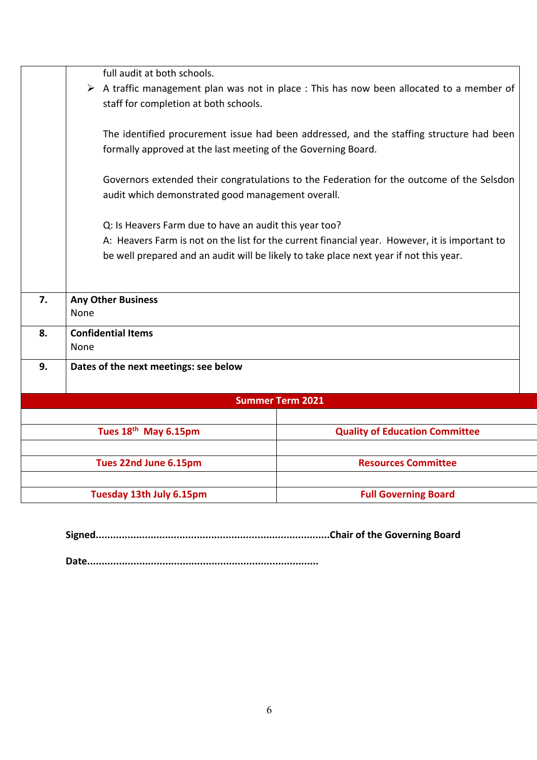| | |
|---|---|
| | full audit at both schools.<br>➢ A traffic management plan was not in place : This has now been allocated to a member of staff for completion at both schools.<br><br>The identified procurement issue had been addressed, and the staffing structure had been formally approved at the last meeting of the Governing Board.<br><br>Governors extended their congratulations to the Federation for the outcome of the Selsdon audit which demonstrated good management overall.<br><br>Q: Is Heavers Farm due to have an audit this year too?<br>A: Heavers Farm is not on the list for the current financial year. However, it is important to be well prepared and an audit will be likely to take place next year if not this year. |
| **7.** | **Any Other Business**<br>None |
| **8.** | **Confidential Items**<br>None |
| **9.** | **Dates of the next meetings: see below** |

| **Summer Term 2021** | |
|---|---|
| | |
| **Tues 18th May 6.15pm** | **Quality of Education Committee** |
| | |
| **Tues 22nd June 6.15pm** | **Resources Committee** |
| | |
| **Tuesday 13th July 6.15pm** | **Full Governing Board** |

**Signed...............................................................................Chair of the Governing Board**

**Date.............................................................................**